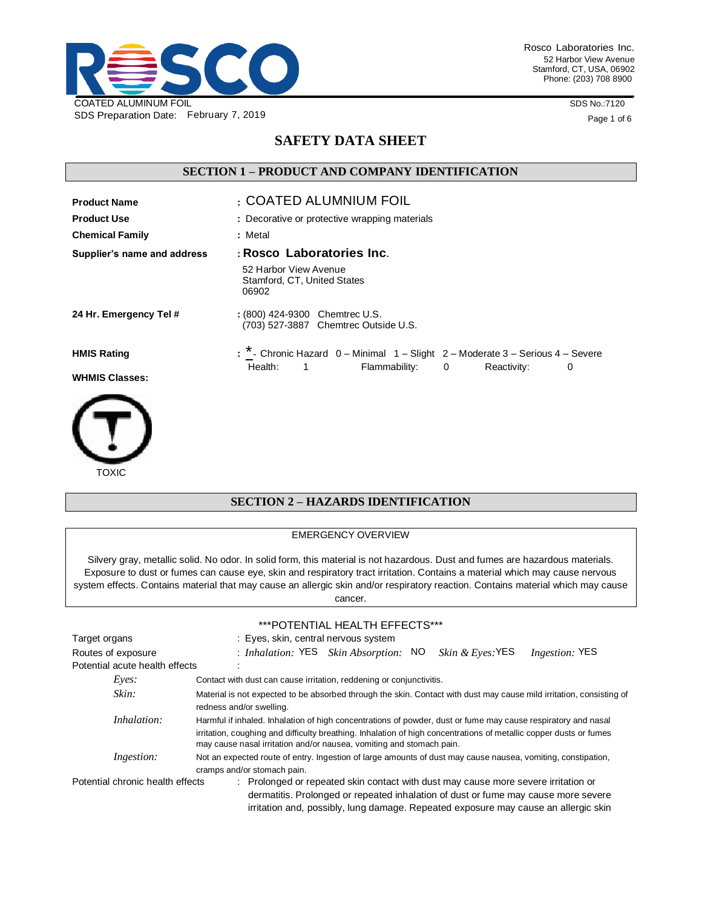Rosco Laboratories Inc.
52 Harbor View Avenue
Stamford, CT, USA, 06902
Phone: (203) 708 8900

COATED ALUMINUM FOIL
SDS Preparation Date: February 7, 2019

SDS No.:7120

# SAFETY DATA SHEET

## SECTION 1 – PRODUCT AND COMPANY IDENTIFICATION

| | |
|---|---|
| **Product Name** | : COATED ALUMNIUM FOIL |
| **Product Use** | : Decorative or protective wrapping materials |
| **Chemical Family** | : Metal |
| **Supplier's name and address** | : **Rosco Laboratories Inc.**<br>52 Harbor View Avenue<br>Stamford, CT, United States<br>06902 |
| **24 Hr. Emergency Tel #** | : (800) 424-9300 Chemtrec U.S.<br>(703) 527-3887 Chemtrec Outside U.S. |
| **HMIS Rating** | : * - Chronic Hazard 0 – Minimal 1 – Slight 2 – Moderate 3 – Serious 4 – Severe<br>Health: 1 Flammability: 0 Reactivity: 0 |

**WHMIS Classes:**

TOXIC

## SECTION 2 – HAZARDS IDENTIFICATION

EMERGENCY OVERVIEW

Silvery gray, metallic solid. No odor. In solid form, this material is not hazardous. Dust and fumes are hazardous materials. Exposure to dust or fumes can cause eye, skin and respiratory tract irritation. Contains a material which may cause nervous system effects. Contains material that may cause an allergic skin and/or respiratory reaction. Contains material which may cause cancer.

***POTENTIAL HEALTH EFFECTS***

Target organs : Eyes, skin, central nervous system

Routes of exposure : *Inhalation:* YES *Skin Absorption:* NO *Skin & Eyes:* YES *Ingestion:* YES

Potential acute health effects :

- *Eyes:* Contact with dust can cause irritation, reddening or conjunctivitis.
- *Skin:* Material is not expected to be absorbed through the skin. Contact with dust may cause mild irritation, consisting of redness and/or swelling.
- *Inhalation:* Harmful if inhaled. Inhalation of high concentrations of powder, dust or fume may cause respiratory and nasal irritation, coughing and difficulty breathing. Inhalation of high concentrations of metallic copper dusts or fumes may cause nasal irritation and/or nausea, vomiting and stomach pain.
- *Ingestion:* Not an expected route of entry. Ingestion of large amounts of dust may cause nausea, vomiting, constipation, cramps and/or stomach pain.

Potential chronic health effects : Prolonged or repeated skin contact with dust may cause more severe irritation or dermatitis. Prolonged or repeated inhalation of dust or fume may cause more severe irritation and, possibly, lung damage. Repeated exposure may cause an allergic skin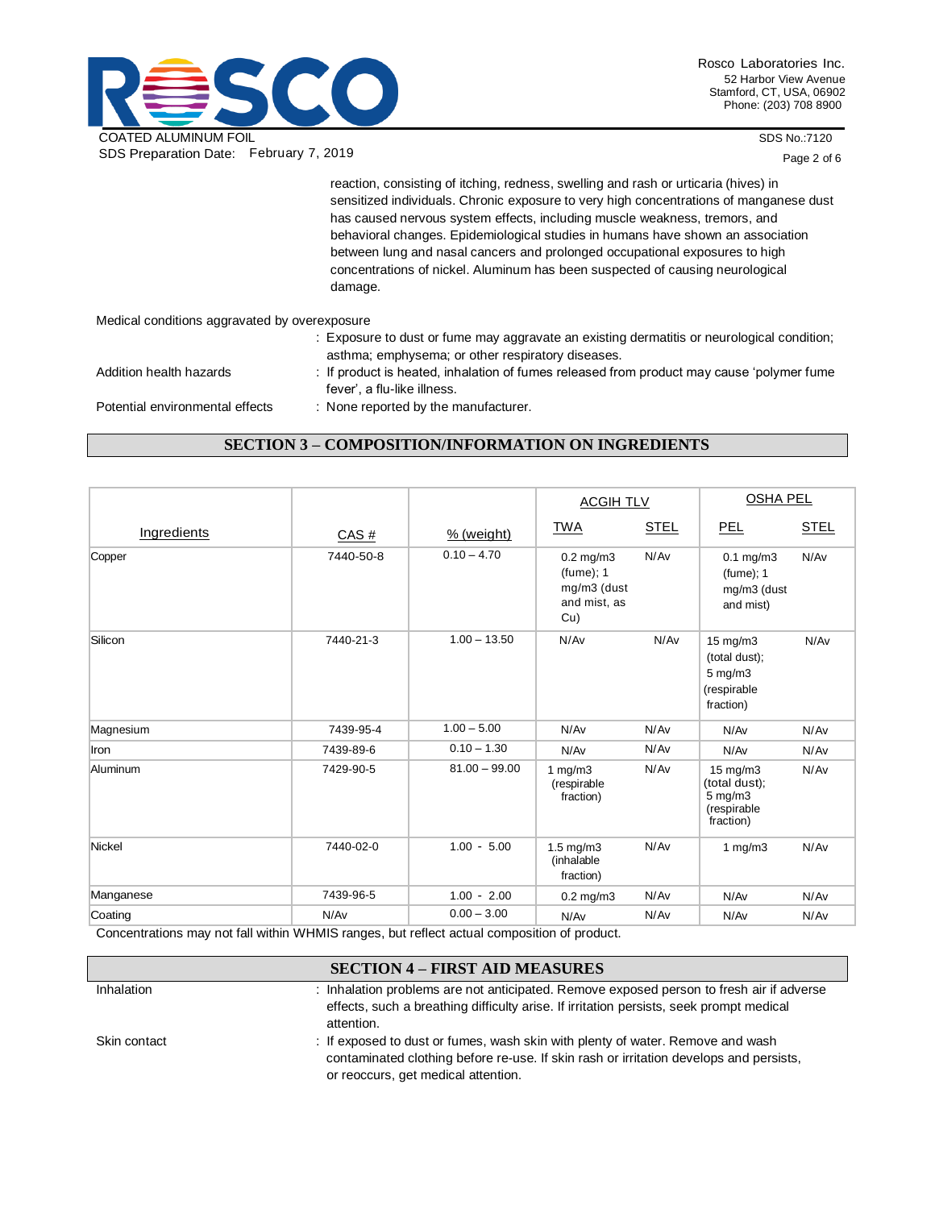reaction, consisting of itching, redness, swelling and rash or urticaria (hives) in sensitized individuals. Chronic exposure to very high concentrations of manganese dust has caused nervous system effects, including muscle weakness, tremors, and behavioral changes. Epidemiological studies in humans have shown an association between lung and nasal cancers and prolonged occupational exposures to high concentrations of nickel. Aluminum has been suspected of causing neurological damage.

Medical conditions aggravated by overexposure
: Exposure to dust or fume may aggravate an existing dermatitis or neurological condition; asthma; emphysema; or other respiratory diseases.

Addition health hazards : If product is heated, inhalation of fumes released from product may cause 'polymer fume fever', a flu-like illness.

Potential environmental effects : None reported by the manufacturer.

## SECTION 3 – COMPOSITION/INFORMATION ON INGREDIENTS

| Ingredients | CAS # | % (weight) | ACGIH TLV | | OSHA PEL | |
|---|---|---|---|---|---|---|
| | | | TWA | STEL | PEL | STEL |
| Copper | 7440-50-8 | 0.10 – 4.70 | 0.2 mg/m3 (fume); 1 mg/m3 (dust and mist, as Cu) | N/Av | 0.1 mg/m3 (fume); 1 mg/m3 (dust and mist) | N/Av |
| Silicon | 7440-21-3 | 1.00 – 13.50 | N/Av | N/Av | 15 mg/m3 (total dust); 5 mg/m3 (respirable fraction) | N/Av |
| Magnesium | 7439-95-4 | 1.00 – 5.00 | N/Av | N/Av | N/Av | N/Av |
| Iron | 7439-89-6 | 0.10 – 1.30 | N/Av | N/Av | N/Av | N/Av |
| Aluminum | 7429-90-5 | 81.00 – 99.00 | 1 mg/m3 (respirable fraction) | N/Av | 15 mg/m3 (total dust); 5 mg/m3 (respirable fraction) | N/Av |
| Nickel | 7440-02-0 | 1.00 - 5.00 | 1.5 mg/m3 (inhalable fraction) | N/Av | 1 mg/m3 | N/Av |
| Manganese | 7439-96-5 | 1.00 - 2.00 | 0.2 mg/m3 | N/Av | N/Av | N/Av |
| Coating | N/Av | 0.00 – 3.00 | N/Av | N/Av | N/Av | N/Av |

Concentrations may not fall within WHMIS ranges, but reflect actual composition of product.

## SECTION 4 – FIRST AID MEASURES

Inhalation : Inhalation problems are not anticipated. Remove exposed person to fresh air if adverse effects, such a breathing difficulty arise. If irritation persists, seek prompt medical attention.

Skin contact : If exposed to dust or fumes, wash skin with plenty of water. Remove and wash contaminated clothing before re-use. If skin rash or irritation develops and persists, or reoccurs, get medical attention.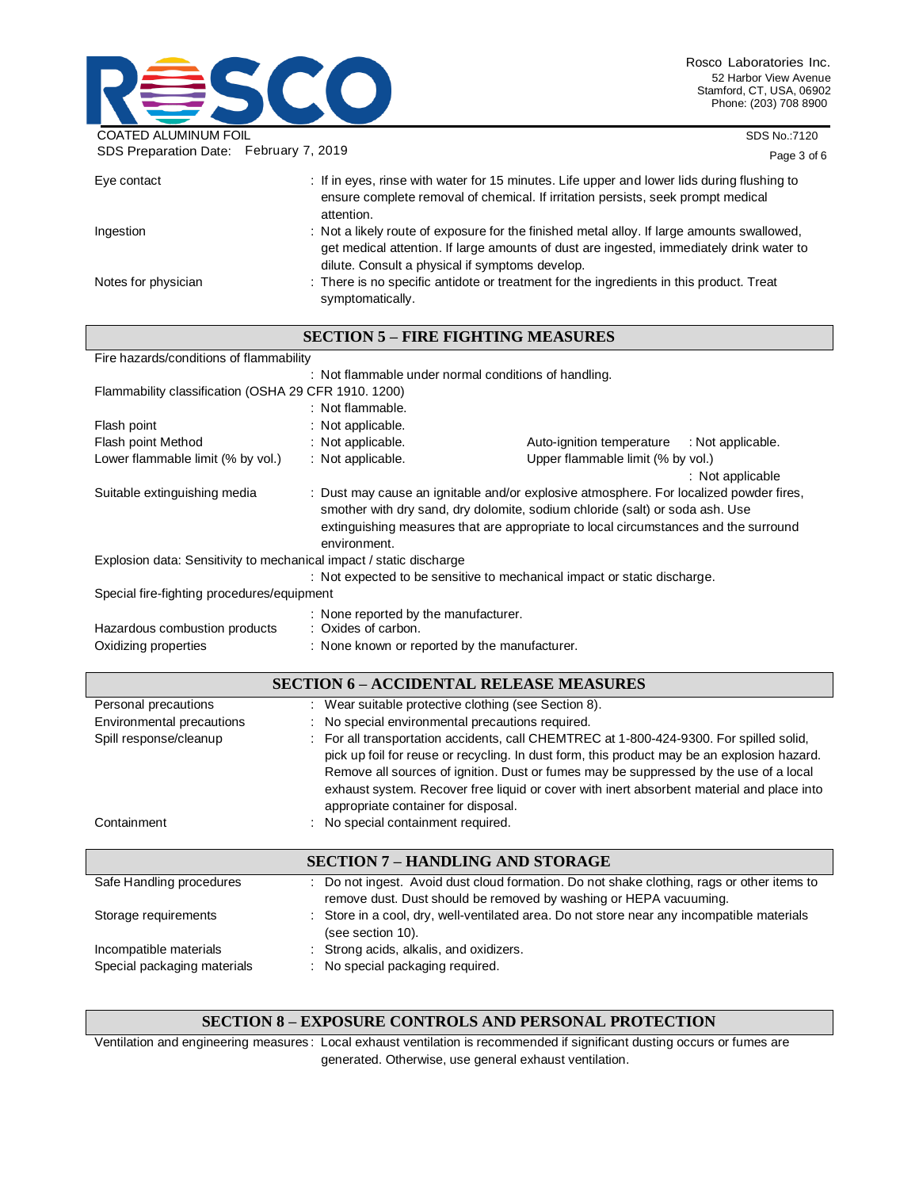Eye contact : If in eyes, rinse with water for 15 minutes. Life upper and lower lids during flushing to ensure complete removal of chemical. If irritation persists, seek prompt medical attention.

Ingestion : Not a likely route of exposure for the finished metal alloy. If large amounts swallowed, get medical attention. If large amounts of dust are ingested, immediately drink water to dilute. Consult a physical if symptoms develop.

Notes for physician : There is no specific antidote or treatment for the ingredients in this product. Treat symptomatically.

## SECTION 5 – FIRE FIGHTING MEASURES

Fire hazards/conditions of flammability
: Not flammable under normal conditions of handling.

Flammability classification (OSHA 29 CFR 1910. 1200)
: Not flammable.

Flash point : Not applicable.

Flash point Method : Not applicable. Auto-ignition temperature : Not applicable.

Lower flammable limit (% by vol.) : Not applicable. Upper flammable limit (% by vol.) : Not applicable

Suitable extinguishing media : Dust may cause an ignitable and/or explosive atmosphere. For localized powder fires, smother with dry sand, dry dolomite, sodium chloride (salt) or soda ash. Use extinguishing measures that are appropriate to local circumstances and the surround environment.

Explosion data: Sensitivity to mechanical impact / static discharge
: Not expected to be sensitive to mechanical impact or static discharge.

Special fire-fighting procedures/equipment
: None reported by the manufacturer.

Hazardous combustion products : Oxides of carbon.

Oxidizing properties : None known or reported by the manufacturer.

## SECTION 6 – ACCIDENTAL RELEASE MEASURES

Personal precautions : Wear suitable protective clothing (see Section 8).

Environmental precautions : No special environmental precautions required.

Spill response/cleanup : For all transportation accidents, call CHEMTREC at 1-800-424-9300. For spilled solid, pick up foil for reuse or recycling. In dust form, this product may be an explosion hazard. Remove all sources of ignition. Dust or fumes may be suppressed by the use of a local exhaust system. Recover free liquid or cover with inert absorbent material and place into appropriate container for disposal.

Containment : No special containment required.

## SECTION 7 – HANDLING AND STORAGE

Safe Handling procedures : Do not ingest. Avoid dust cloud formation. Do not shake clothing, rags or other items to remove dust. Dust should be removed by washing or HEPA vacuuming.

Storage requirements : Store in a cool, dry, well-ventilated area. Do not store near any incompatible materials (see section 10).

Incompatible materials : Strong acids, alkalis, and oxidizers.

Special packaging materials : No special packaging required.

## SECTION 8 – EXPOSURE CONTROLS AND PERSONAL PROTECTION

Ventilation and engineering measures : Local exhaust ventilation is recommended if significant dusting occurs or fumes are generated. Otherwise, use general exhaust ventilation.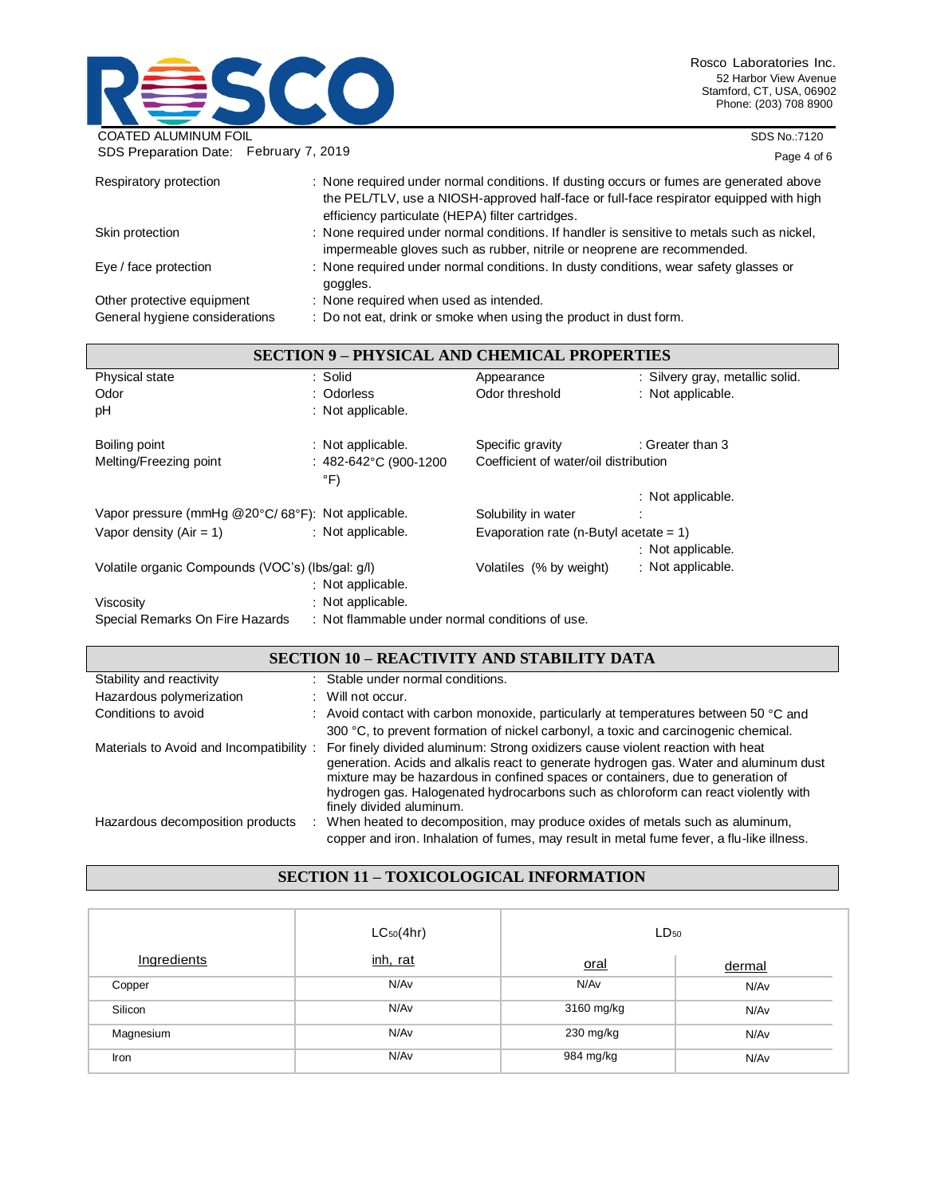| | |
|---|---|
| Respiratory protection | : None required under normal conditions. If dusting occurs or fumes are generated above the PEL/TLV, use a NIOSH-approved half-face or full-face respirator equipped with high efficiency particulate (HEPA) filter cartridges. |
| Skin protection | : None required under normal conditions. If handler is sensitive to metals such as nickel, impermeable gloves such as rubber, nitrile or neoprene are recommended. |
| Eye / face protection | : None required under normal conditions. In dusty conditions, wear safety glasses or goggles. |
| Other protective equipment | : None required when used as intended. |
| General hygiene considerations | : Do not eat, drink or smoke when using the product in dust form. |

## SECTION 9 – PHYSICAL AND CHEMICAL PROPERTIES

| | | | |
|---|---|---|---|
| Physical state | : Solid | Appearance | : Silvery gray, metallic solid. |
| Odor | : Odorless | Odor threshold | : Not applicable. |
| pH | : Not applicable. | | |
| Boiling point | : Not applicable. | Specific gravity | : Greater than 3 |
| Melting/Freezing point | : 482-642°C (900-1200 °F) | Coefficient of water/oil distribution | : Not applicable. |
| Vapor pressure (mmHg @20°C/ 68°F) | : Not applicable. | Solubility in water | : |
| Vapor density (Air = 1) | : Not applicable. | Evaporation rate (n-Butyl acetate = 1) | : Not applicable. |
| Volatile organic Compounds (VOC's) (lbs/gal: g/l) | : Not applicable. | Volatiles (% by weight) | : Not applicable. |
| Viscosity | : Not applicable. | | |
| Special Remarks On Fire Hazards | : Not flammable under normal conditions of use. | | |

## SECTION 10 – REACTIVITY AND STABILITY DATA

| | |
|---|---|
| Stability and reactivity | : Stable under normal conditions. |
| Hazardous polymerization | : Will not occur. |
| Conditions to avoid | : Avoid contact with carbon monoxide, particularly at temperatures between 50 °C and 300 °C, to prevent formation of nickel carbonyl, a toxic and carcinogenic chemical. |
| Materials to Avoid and Incompatibility | : For finely divided aluminum: Strong oxidizers cause violent reaction with heat generation. Acids and alkalis react to generate hydrogen gas. Water and aluminum dust mixture may be hazardous in confined spaces or containers, due to generation of hydrogen gas. Halogenated hydrocarbons such as chloroform can react violently with finely divided aluminum. |
| Hazardous decomposition products | : When heated to decomposition, may produce oxides of metals such as aluminum, copper and iron. Inhalation of fumes, may result in metal fume fever, a flu-like illness. |

## SECTION 11 – TOXICOLOGICAL INFORMATION

| | $LC_{50}$(4hr) | $LD_{50}$ | |
|---|---|---|---|
| Ingredients | inh, rat | oral | dermal |
| Copper | N/Av | N/Av | N/Av |
| Silicon | N/Av | 3160 mg/kg | N/Av |
| Magnesium | N/Av | 230 mg/kg | N/Av |
| Iron | N/Av | 984 mg/kg | N/Av |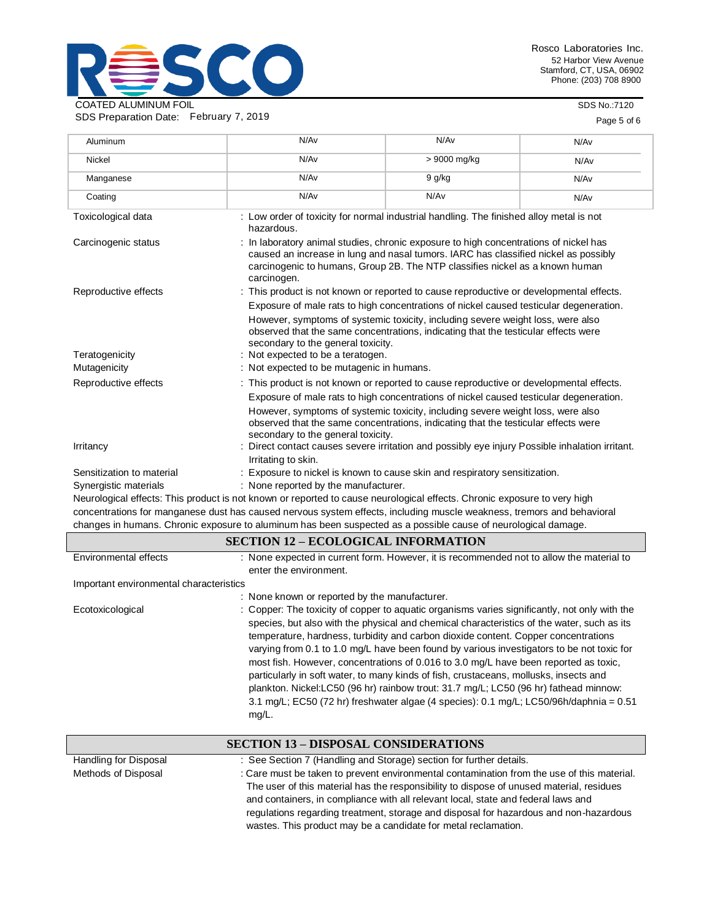| | | | |
|---|---|---|---|
| Aluminum | N/Av | N/Av | N/Av |
| Nickel | N/Av | > 9000 mg/kg | N/Av |
| Manganese | N/Av | 9 g/kg | N/Av |
| Coating | N/Av | N/Av | N/Av |

Toxicological data : Low order of toxicity for normal industrial handling. The finished alloy metal is not hazardous.

Carcinogenic status : In laboratory animal studies, chronic exposure to high concentrations of nickel has caused an increase in lung and nasal tumors. IARC has classified nickel as possibly carcinogenic to humans, Group 2B. The NTP classifies nickel as a known human carcinogen.

Reproductive effects : This product is not known or reported to cause reproductive or developmental effects. Exposure of male rats to high concentrations of nickel caused testicular degeneration. However, symptoms of systemic toxicity, including severe weight loss, were also observed that the same concentrations, indicating that the testicular effects were secondary to the general toxicity.

Teratogenicity : Not expected to be a teratogen.

Mutagenicity : Not expected to be mutagenic in humans.

Reproductive effects : This product is not known or reported to cause reproductive or developmental effects. Exposure of male rats to high concentrations of nickel caused testicular degeneration. However, symptoms of systemic toxicity, including severe weight loss, were also observed that the same concentrations, indicating that the testicular effects were secondary to the general toxicity.

Irritancy : Direct contact causes severe irritation and possibly eye injury Possible inhalation irritant. Irritating to skin.

Sensitization to material : Exposure to nickel is known to cause skin and respiratory sensitization.

Synergistic materials : None reported by the manufacturer.

Neurological effects: This product is not known or reported to cause neurological effects. Chronic exposure to very high concentrations for manganese dust has caused nervous system effects, including muscle weakness, tremors and behavioral changes in humans. Chronic exposure to aluminum has been suspected as a possible cause of neurological damage.

## SECTION 12 – ECOLOGICAL INFORMATION

Environmental effects : None expected in current form. However, it is recommended not to allow the material to enter the environment.

Important environmental characteristics : None known or reported by the manufacturer.

Ecotoxicological : Copper: The toxicity of copper to aquatic organisms varies significantly, not only with the species, but also with the physical and chemical characteristics of the water, such as its temperature, hardness, turbidity and carbon dioxide content. Copper concentrations varying from 0.1 to 1.0 mg/L have been found by various investigators to be not toxic for most fish. However, concentrations of 0.016 to 3.0 mg/L have been reported as toxic, particularly in soft water, to many kinds of fish, crustaceans, mollusks, insects and plankton. Nickel:LC50 (96 hr) rainbow trout: 31.7 mg/L; LC50 (96 hr) fathead minnow: 3.1 mg/L; EC50 (72 hr) freshwater algae (4 species): 0.1 mg/L; LC50/96h/daphnia = 0.51 mg/L.

## SECTION 13 – DISPOSAL CONSIDERATIONS

Handling for Disposal : See Section 7 (Handling and Storage) section for further details.

Methods of Disposal : Care must be taken to prevent environmental contamination from the use of this material. The user of this material has the responsibility to dispose of unused material, residues and containers, in compliance with all relevant local, state and federal laws and regulations regarding treatment, storage and disposal for hazardous and non-hazardous wastes. This product may be a candidate for metal reclamation.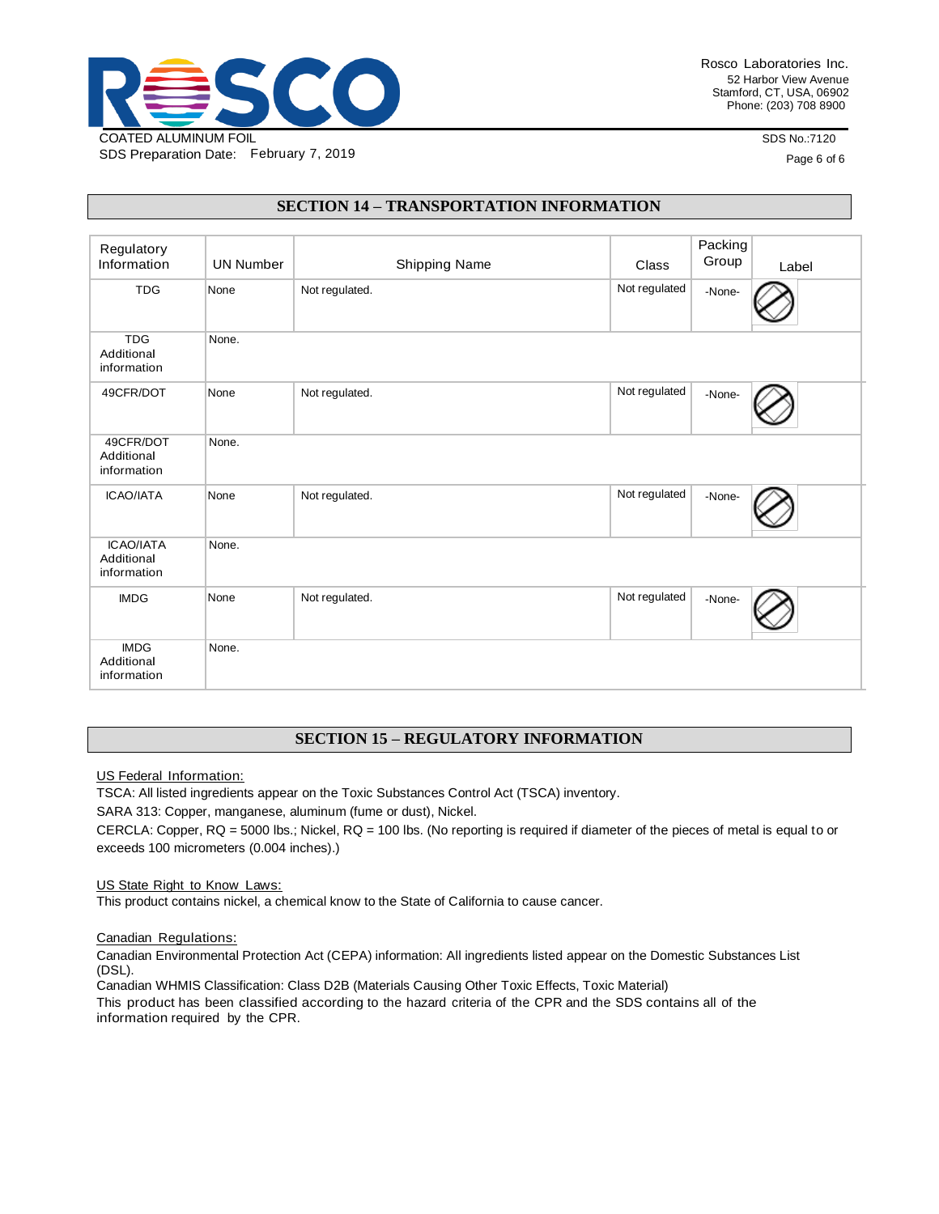## SECTION 14 – TRANSPORTATION INFORMATION

| Regulatory Information | UN Number | Shipping Name | Class | Packing Group | Label |
|---|---|---|---|---|---|
| TDG | None | Not regulated. | Not regulated | -None- | |
| TDG Additional information | None. | | | | |
| 49CFR/DOT | None | Not regulated. | Not regulated | -None- | |
| 49CFR/DOT Additional information | None. | | | | |
| ICAO/IATA | None | Not regulated. | Not regulated | -None- | |
| ICAO/IATA Additional information | None. | | | | |
| IMDG | None | Not regulated. | Not regulated | -None- | |
| IMDG Additional information | None. | | | | |

## SECTION 15 – REGULATORY INFORMATION

US Federal Information:

TSCA: All listed ingredients appear on the Toxic Substances Control Act (TSCA) inventory.

SARA 313: Copper, manganese, aluminum (fume or dust), Nickel.

CERCLA: Copper, RQ = 5000 lbs.; Nickel, RQ = 100 lbs. (No reporting is required if diameter of the pieces of metal is equal to or exceeds 100 micrometers (0.004 inches).)

US State Right to Know Laws:

This product contains nickel, a chemical know to the State of California to cause cancer.

Canadian Regulations:

Canadian Environmental Protection Act (CEPA) information: All ingredients listed appear on the Domestic Substances List (DSL).

Canadian WHMIS Classification: Class D2B (Materials Causing Other Toxic Effects, Toxic Material)

This product has been classified according to the hazard criteria of the CPR and the SDS contains all of the information required by the CPR.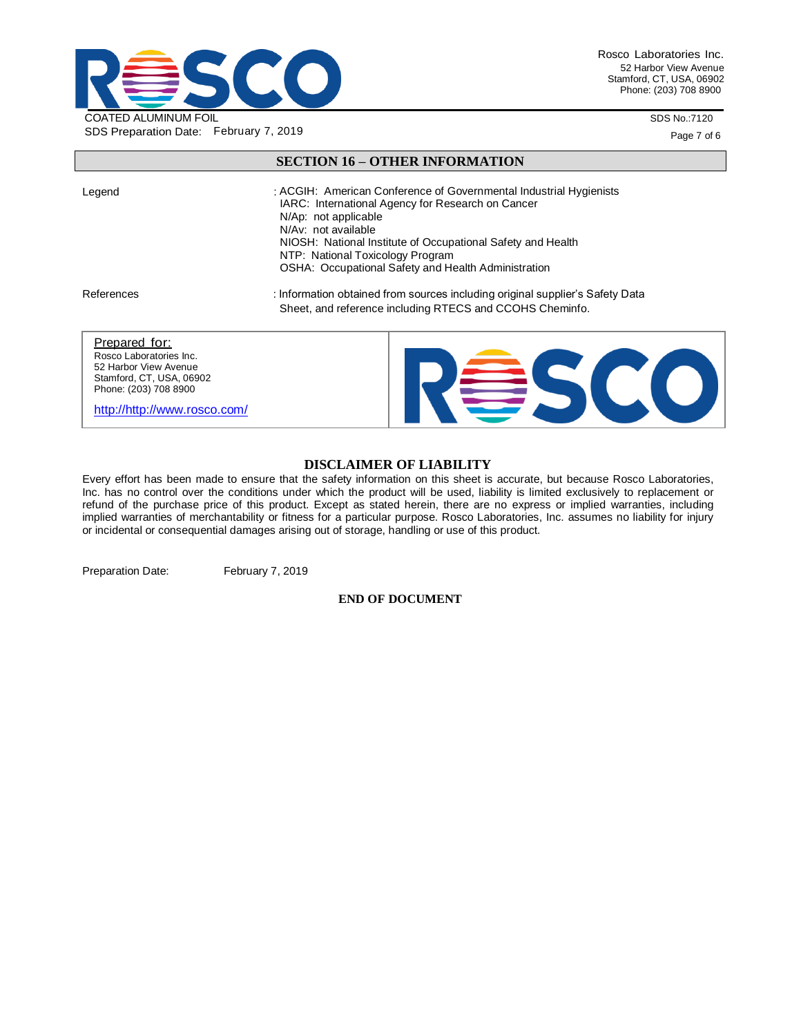## SECTION 16 – OTHER INFORMATION

| | |
|---|---|
| Legend | : ACGIH: American Conference of Governmental Industrial Hygienists<br>IARC: International Agency for Research on Cancer<br>N/Ap: not applicable<br>N/Av: not available<br>NIOSH: National Institute of Occupational Safety and Health<br>NTP: National Toxicology Program<br>OSHA: Occupational Safety and Health Administration |
| References | : Information obtained from sources including original supplier's Safety Data Sheet, and reference including RTECS and CCOHS Cheminfo. |

Prepared for:
Rosco Laboratories Inc.
52 Harbor View Avenue
Stamford, CT, USA, 06902
Phone: (203) 708 8900

http://http://www.rosco.com/

### DISCLAIMER OF LIABILITY

Every effort has been made to ensure that the safety information on this sheet is accurate, but because Rosco Laboratories, Inc. has no control over the conditions under which the product will be used, liability is limited exclusively to replacement or refund of the purchase price of this product. Except as stated herein, there are no express or implied warranties, including implied warranties of merchantability or fitness for a particular purpose. Rosco Laboratories, Inc. assumes no liability for injury or incidental or consequential damages arising out of storage, handling or use of this product.

Preparation Date: February 7, 2019

**END OF DOCUMENT**